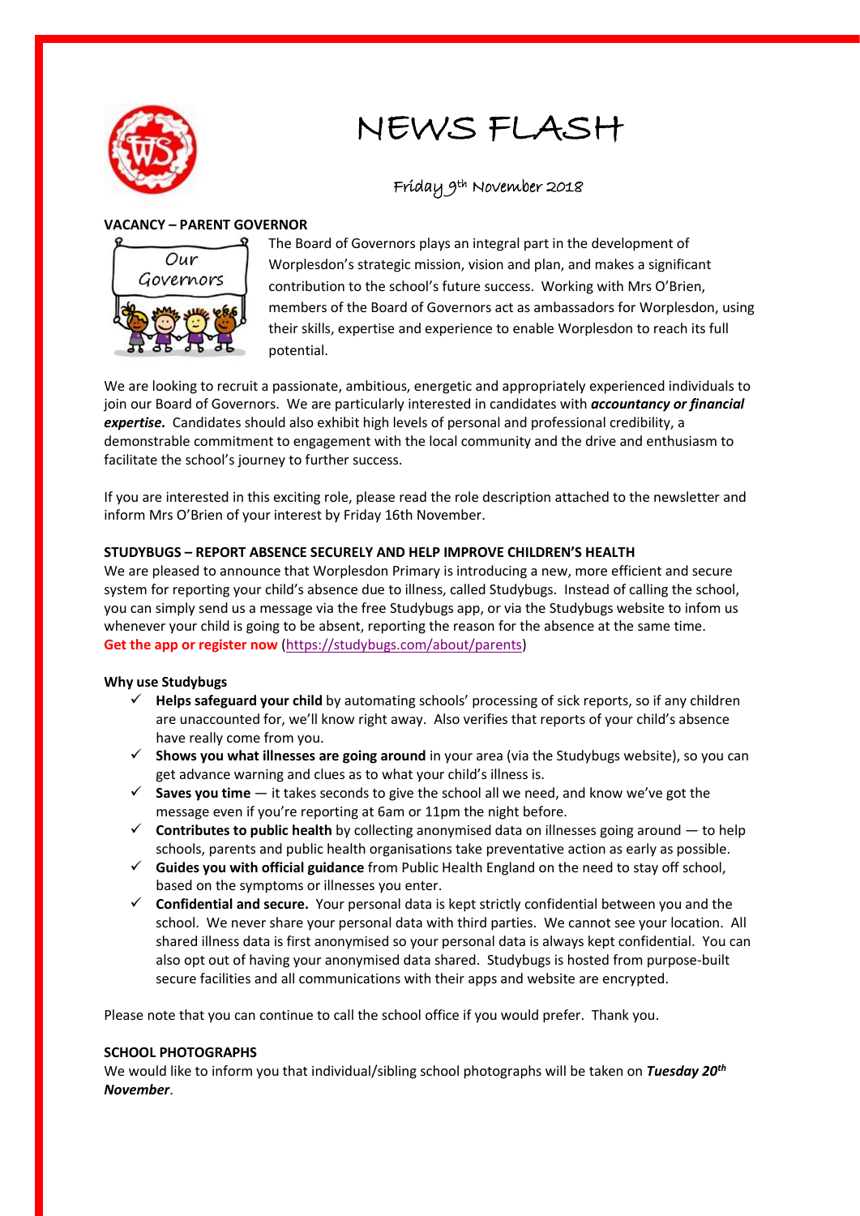# NEWS FLASH

Friday 9th November 2018

## VACANCY – PARENT GOVERNOR

The Board of Governors plays an integral part in the development of Worplesdon's strategic mission, vision and plan, and makes a significant contribution to the school's future success. Working with Mrs O'Brien, members of the Board of Governors act as ambassadors for Worplesdon, using their skills, expertise and experience to enable Worplesdon to reach its full potential.

We are looking to recruit a passionate, ambitious, energetic and appropriately experienced individuals to join our Board of Governors. We are particularly interested in candidates with ***accountancy or financial expertise.*** Candidates should also exhibit high levels of personal and professional credibility, a demonstrable commitment to engagement with the local community and the drive and enthusiasm to facilitate the school's journey to further success.

If you are interested in this exciting role, please read the role description attached to the newsletter and inform Mrs O'Brien of your interest by Friday 16th November.

## STUDYBUGS – REPORT ABSENCE SECURELY AND HELP IMPROVE CHILDREN'S HEALTH

We are pleased to announce that Worplesdon Primary is introducing a new, more efficient and secure system for reporting your child's absence due to illness, called Studybugs. Instead of calling the school, you can simply send us a message via the free Studybugs app, or via the Studybugs website to infom us whenever your child is going to be absent, reporting the reason for the absence at the same time.
**Get the app or register now** (https://studybugs.com/about/parents)

**Why use Studybugs**

- ✓ **Helps safeguard your child** by automating schools' processing of sick reports, so if any children are unaccounted for, we'll know right away. Also verifies that reports of your child's absence have really come from you.
- ✓ **Shows you what illnesses are going around** in your area (via the Studybugs website), so you can get advance warning and clues as to what your child's illness is.
- ✓ **Saves you time** — it takes seconds to give the school all we need, and know we've got the message even if you're reporting at 6am or 11pm the night before.
- ✓ **Contributes to public health** by collecting anonymised data on illnesses going around — to help schools, parents and public health organisations take preventative action as early as possible.
- ✓ **Guides you with official guidance** from Public Health England on the need to stay off school, based on the symptoms or illnesses you enter.
- ✓ **Confidential and secure.** Your personal data is kept strictly confidential between you and the school. We never share your personal data with third parties. We cannot see your location. All shared illness data is first anonymised so your personal data is always kept confidential. You can also opt out of having your anonymised data shared. Studybugs is hosted from purpose-built secure facilities and all communications with their apps and website are encrypted.

Please note that you can continue to call the school office if you would prefer. Thank you.

## SCHOOL PHOTOGRAPHS

We would like to inform you that individual/sibling school photographs will be taken on ***Tuesday 20th November***.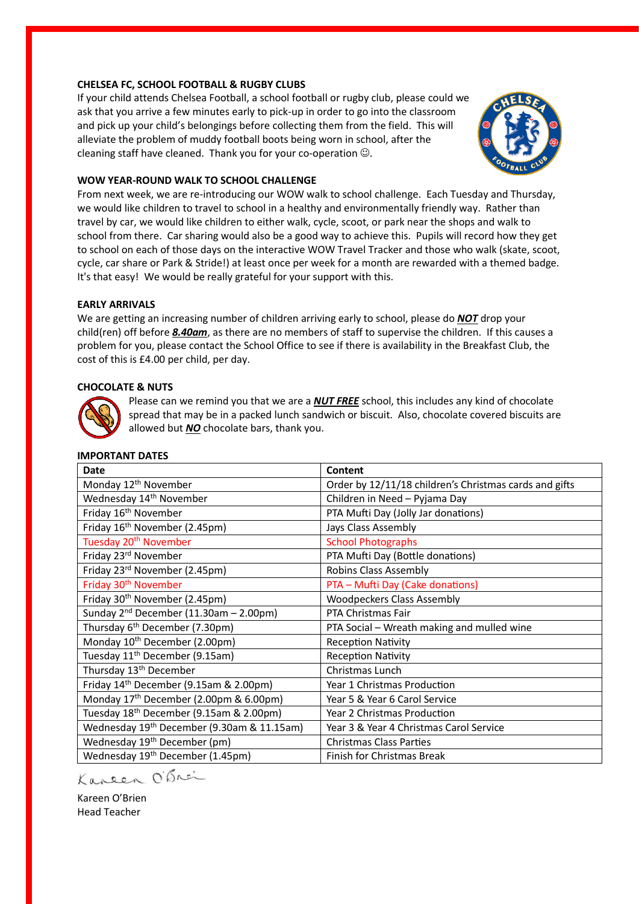**CHELSEA FC, SCHOOL FOOTBALL & RUGBY CLUBS**

If your child attends Chelsea Football, a school football or rugby club, please could we ask that you arrive a few minutes early to pick-up in order to go into the classroom and pick up your child's belongings before collecting them from the field. This will alleviate the problem of muddy football boots being worn in school, after the cleaning staff have cleaned. Thank you for your co-operation ☺.

**WOW YEAR-ROUND WALK TO SCHOOL CHALLENGE**

From next week, we are re-introducing our WOW walk to school challenge. Each Tuesday and Thursday, we would like children to travel to school in a healthy and environmentally friendly way. Rather than travel by car, we would like children to either walk, cycle, scoot, or park near the shops and walk to school from there. Car sharing would also be a good way to achieve this. Pupils will record how they get to school on each of those days on the interactive WOW Travel Tracker and those who walk (skate, scoot, cycle, car share or Park & Stride!) at least once per week for a month are rewarded with a themed badge. It's that easy! We would be really grateful for your support with this.

**EARLY ARRIVALS**

We are getting an increasing number of children arriving early to school, please do ***NOT*** drop your child(ren) off before ***8.40am***, as there are no members of staff to supervise the children. If this causes a problem for you, please contact the School Office to see if there is availability in the Breakfast Club, the cost of this is £4.00 per child, per day.

**CHOCOLATE & NUTS**

Please can we remind you that we are a ***NUT FREE*** school, this includes any kind of chocolate spread that may be in a packed lunch sandwich or biscuit. Also, chocolate covered biscuits are allowed but ***NO*** chocolate bars, thank you.

**IMPORTANT DATES**

| Date | Content |
|---|---|
| Monday 12th November | Order by 12/11/18 children's Christmas cards and gifts |
| Wednesday 14th November | Children in Need – Pyjama Day |
| Friday 16th November | PTA Mufti Day (Jolly Jar donations) |
| Friday 16th November (2.45pm) | Jays Class Assembly |
| Tuesday 20th November | School Photographs |
| Friday 23rd November | PTA Mufti Day (Bottle donations) |
| Friday 23rd November (2.45pm) | Robins Class Assembly |
| Friday 30th November | PTA – Mufti Day (Cake donations) |
| Friday 30th November (2.45pm) | Woodpeckers Class Assembly |
| Sunday 2nd December (11.30am – 2.00pm) | PTA Christmas Fair |
| Thursday 6th December (7.30pm) | PTA Social – Wreath making and mulled wine |
| Monday 10th December (2.00pm) | Reception Nativity |
| Tuesday 11th December (9.15am) | Reception Nativity |
| Thursday 13th December | Christmas Lunch |
| Friday 14th December (9.15am & 2.00pm) | Year 1 Christmas Production |
| Monday 17th December (2.00pm & 6.00pm) | Year 5 & Year 6 Carol Service |
| Tuesday 18th December (9.15am & 2.00pm) | Year 2 Christmas Production |
| Wednesday 19th December (9.30am & 11.15am) | Year 3 & Year 4 Christmas Carol Service |
| Wednesday 19th December (pm) | Christmas Class Parties |
| Wednesday 19th December (1.45pm) | Finish for Christmas Break |

Kareen O'Brien

Kareen O'Brien
Head Teacher